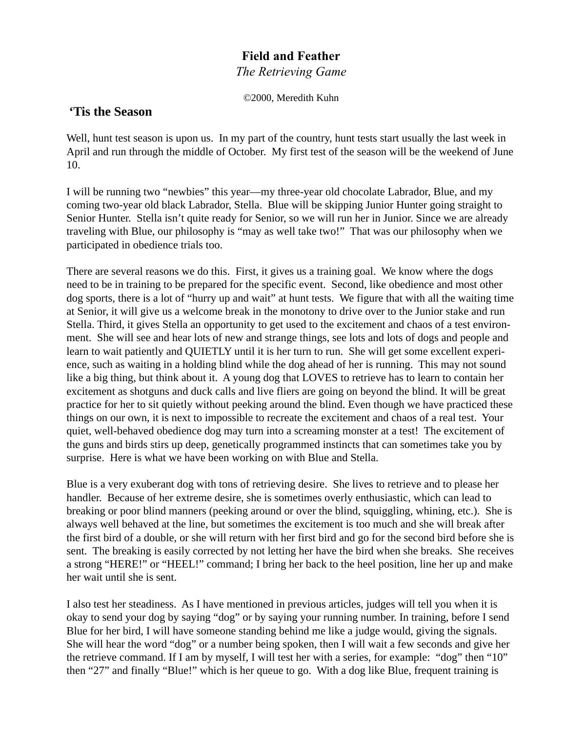# Field and Feather

*The Retrieving Game*

©2000, Meredith Kuhn

## ‘Tis the Season

Well, hunt test season is upon us. In my part of the country, hunt tests start usually the last week in April and run through the middle of October. My first test of the season will be the weekend of June 10.

I will be running two “newbies” this year—my three-year old chocolate Labrador, Blue, and my coming two-year old black Labrador, Stella. Blue will be skipping Junior Hunter going straight to Senior Hunter. Stella isn’t quite ready for Senior, so we will run her in Junior. Since we are already traveling with Blue, our philosophy is “may as well take two!” That was our philosophy when we participated in obedience trials too.

There are several reasons we do this. First, it gives us a training goal. We know where the dogs need to be in training to be prepared for the specific event. Second, like obedience and most other dog sports, there is a lot of “hurry up and wait” at hunt tests. We figure that with all the waiting time at Senior, it will give us a welcome break in the monotony to drive over to the Junior stake and run Stella. Third, it gives Stella an opportunity to get used to the excitement and chaos of a test environment. She will see and hear lots of new and strange things, see lots and lots of dogs and people and learn to wait patiently and QUIETLY until it is her turn to run. She will get some excellent experience, such as waiting in a holding blind while the dog ahead of her is running. This may not sound like a big thing, but think about it. A young dog that LOVES to retrieve has to learn to contain her excitement as shotguns and duck calls and live fliers are going on beyond the blind. It will be great practice for her to sit quietly without peeking around the blind. Even though we have practiced these things on our own, it is next to impossible to recreate the excitement and chaos of a real test. Your quiet, well-behaved obedience dog may turn into a screaming monster at a test! The excitement of the guns and birds stirs up deep, genetically programmed instincts that can sometimes take you by surprise. Here is what we have been working on with Blue and Stella.

Blue is a very exuberant dog with tons of retrieving desire. She lives to retrieve and to please her handler. Because of her extreme desire, she is sometimes overly enthusiastic, which can lead to breaking or poor blind manners (peeking around or over the blind, squiggling, whining, etc.). She is always well behaved at the line, but sometimes the excitement is too much and she will break after the first bird of a double, or she will return with her first bird and go for the second bird before she is sent. The breaking is easily corrected by not letting her have the bird when she breaks. She receives a strong “HERE!” or “HEEL!” command; I bring her back to the heel position, line her up and make her wait until she is sent.

I also test her steadiness. As I have mentioned in previous articles, judges will tell you when it is okay to send your dog by saying “dog” or by saying your running number. In training, before I send Blue for her bird, I will have someone standing behind me like a judge would, giving the signals. She will hear the word “dog” or a number being spoken, then I will wait a few seconds and give her the retrieve command. If I am by myself, I will test her with a series, for example: “dog” then “10” then “27” and finally “Blue!” which is her queue to go. With a dog like Blue, frequent training is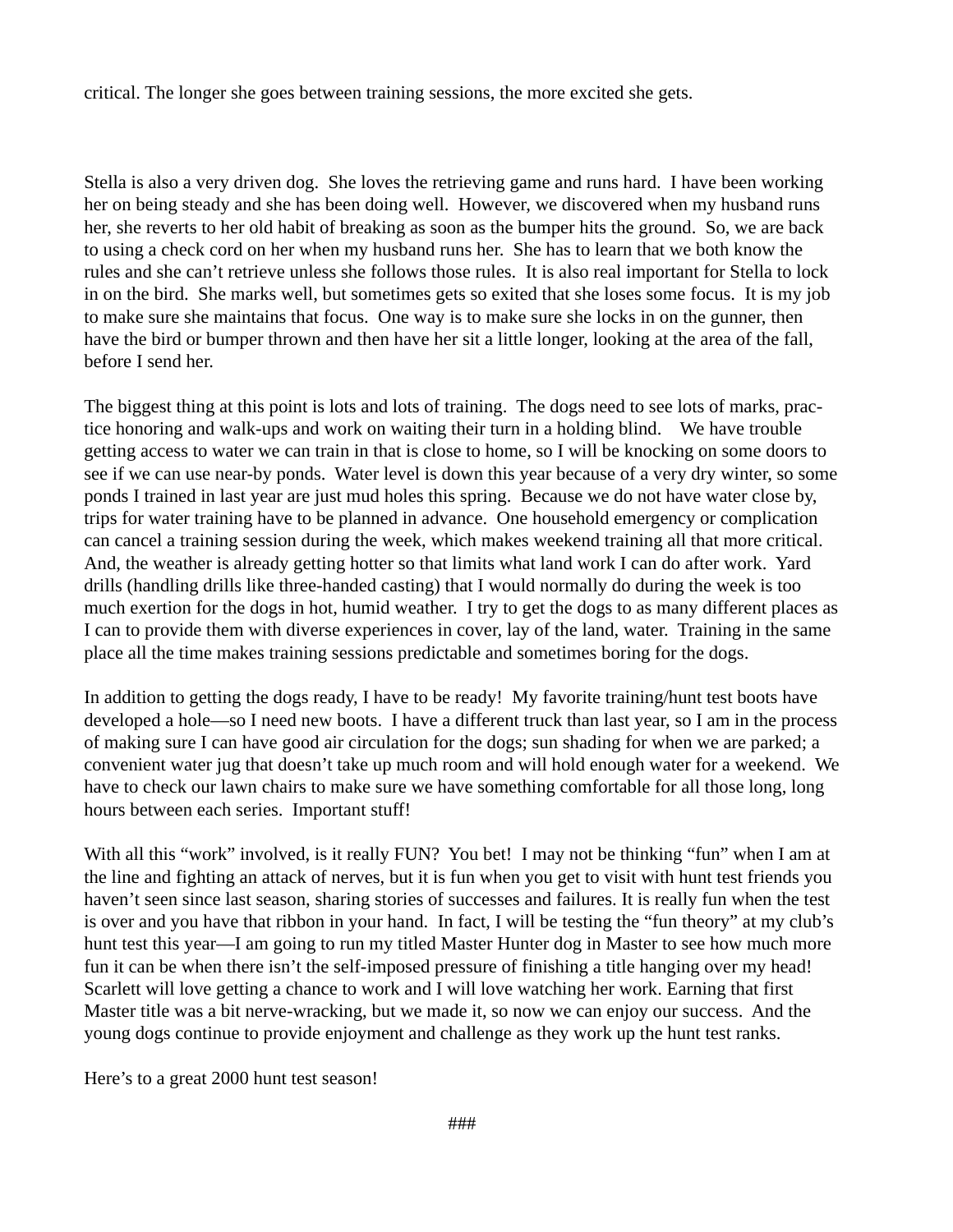critical. The longer she goes between training sessions, the more excited she gets.

Stella is also a very driven dog. She loves the retrieving game and runs hard. I have been working her on being steady and she has been doing well. However, we discovered when my husband runs her, she reverts to her old habit of breaking as soon as the bumper hits the ground. So, we are back to using a check cord on her when my husband runs her. She has to learn that we both know the rules and she can't retrieve unless she follows those rules. It is also real important for Stella to lock in on the bird. She marks well, but sometimes gets so exited that she loses some focus. It is my job to make sure she maintains that focus. One way is to make sure she locks in on the gunner, then have the bird or bumper thrown and then have her sit a little longer, looking at the area of the fall, before I send her.

The biggest thing at this point is lots and lots of training. The dogs need to see lots of marks, practice honoring and walk-ups and work on waiting their turn in a holding blind. We have trouble getting access to water we can train in that is close to home, so I will be knocking on some doors to see if we can use near-by ponds. Water level is down this year because of a very dry winter, so some ponds I trained in last year are just mud holes this spring. Because we do not have water close by, trips for water training have to be planned in advance. One household emergency or complication can cancel a training session during the week, which makes weekend training all that more critical. And, the weather is already getting hotter so that limits what land work I can do after work. Yard drills (handling drills like three-handed casting) that I would normally do during the week is too much exertion for the dogs in hot, humid weather. I try to get the dogs to as many different places as I can to provide them with diverse experiences in cover, lay of the land, water. Training in the same place all the time makes training sessions predictable and sometimes boring for the dogs.

In addition to getting the dogs ready, I have to be ready! My favorite training/hunt test boots have developed a hole—so I need new boots. I have a different truck than last year, so I am in the process of making sure I can have good air circulation for the dogs; sun shading for when we are parked; a convenient water jug that doesn't take up much room and will hold enough water for a weekend. We have to check our lawn chairs to make sure we have something comfortable for all those long, long hours between each series. Important stuff!

With all this "work" involved, is it really FUN? You bet! I may not be thinking "fun" when I am at the line and fighting an attack of nerves, but it is fun when you get to visit with hunt test friends you haven't seen since last season, sharing stories of successes and failures. It is really fun when the test is over and you have that ribbon in your hand. In fact, I will be testing the "fun theory" at my club's hunt test this year—I am going to run my titled Master Hunter dog in Master to see how much more fun it can be when there isn't the self-imposed pressure of finishing a title hanging over my head! Scarlett will love getting a chance to work and I will love watching her work. Earning that first Master title was a bit nerve-wracking, but we made it, so now we can enjoy our success. And the young dogs continue to provide enjoyment and challenge as they work up the hunt test ranks.

Here's to a great 2000 hunt test season!

###